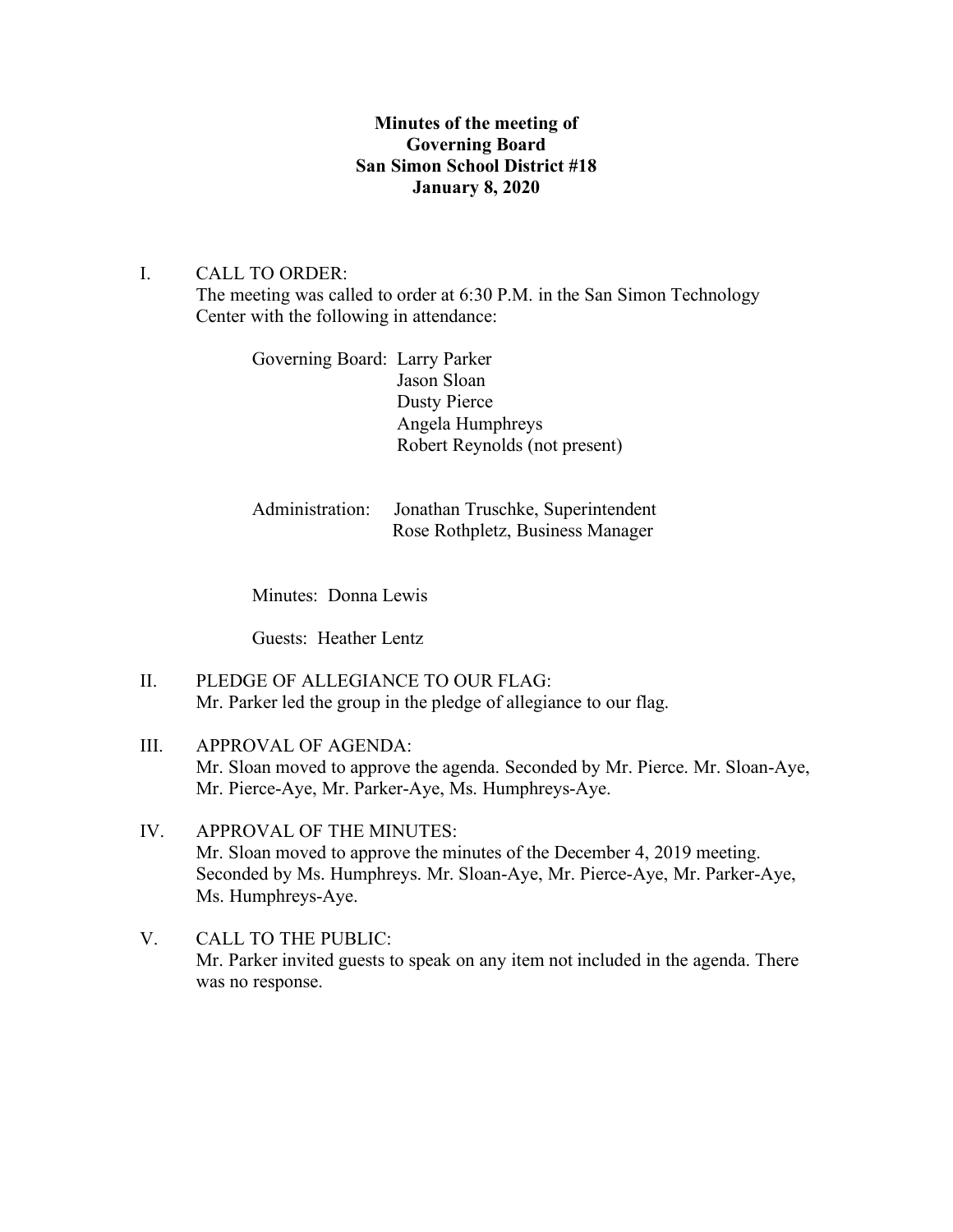**Minutes of the meeting of**
**Governing Board**
**San Simon School District #18**
**January 8, 2020**

I. CALL TO ORDER:

The meeting was called to order at 6:30 P.M. in the San Simon Technology Center with the following in attendance:

Governing Board: Larry Parker
Jason Sloan
Dusty Pierce
Angela Humphreys
Robert Reynolds (not present)

Administration: Jonathan Truschke, Superintendent
Rose Rothpletz, Business Manager

Minutes: Donna Lewis

Guests: Heather Lentz

II. PLEDGE OF ALLEGIANCE TO OUR FLAG:

Mr. Parker led the group in the pledge of allegiance to our flag.

III. APPROVAL OF AGENDA:

Mr. Sloan moved to approve the agenda. Seconded by Mr. Pierce. Mr. Sloan-Aye, Mr. Pierce-Aye, Mr. Parker-Aye, Ms. Humphreys-Aye.

IV. APPROVAL OF THE MINUTES:

Mr. Sloan moved to approve the minutes of the December 4, 2019 meeting. Seconded by Ms. Humphreys. Mr. Sloan-Aye, Mr. Pierce-Aye, Mr. Parker-Aye, Ms. Humphreys-Aye.

V. CALL TO THE PUBLIC:

Mr. Parker invited guests to speak on any item not included in the agenda. There was no response.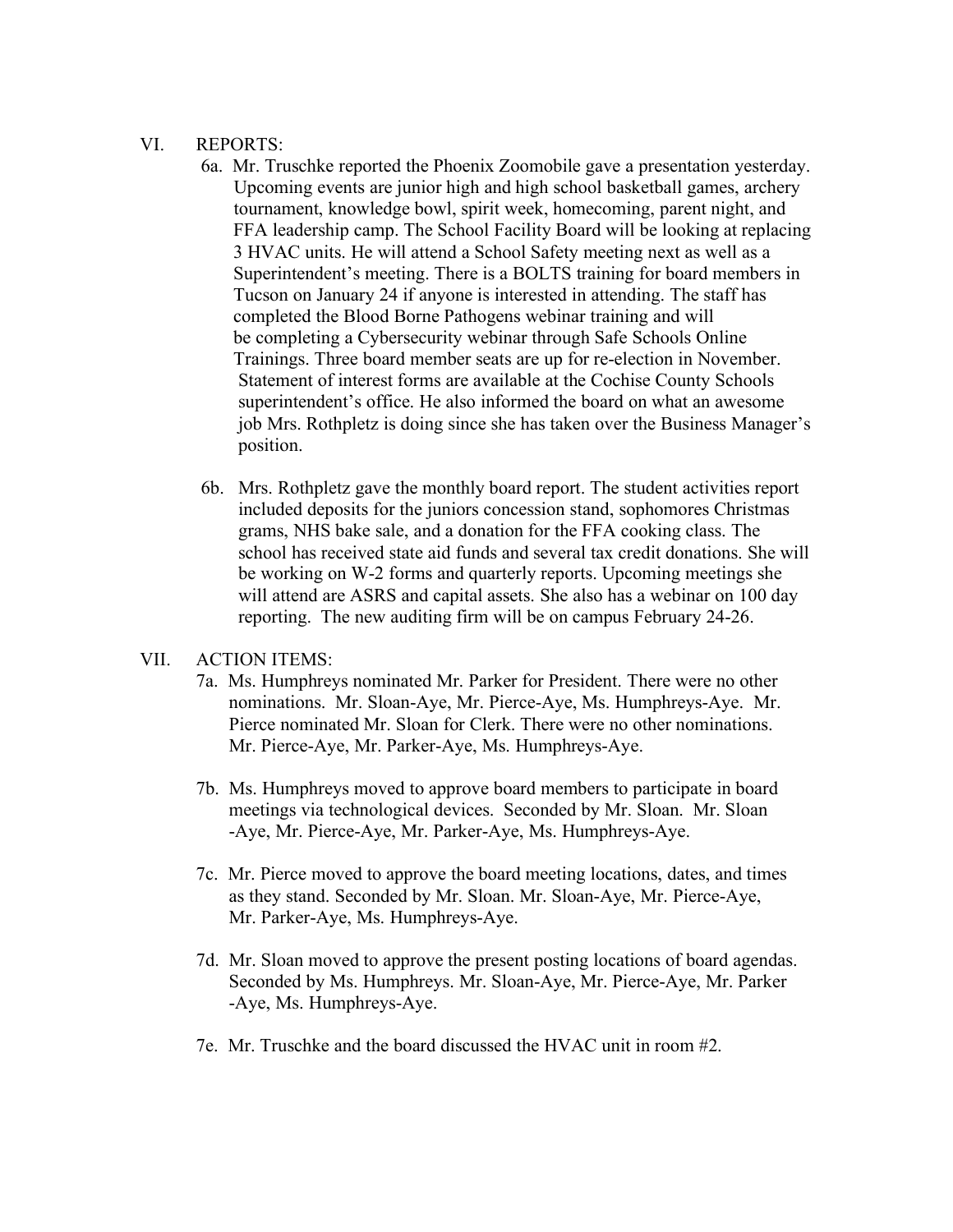## VI. REPORTS:

6a. Mr. Truschke reported the Phoenix Zoomobile gave a presentation yesterday. Upcoming events are junior high and high school basketball games, archery tournament, knowledge bowl, spirit week, homecoming, parent night, and FFA leadership camp. The School Facility Board will be looking at replacing 3 HVAC units. He will attend a School Safety meeting next as well as a Superintendent's meeting. There is a BOLTS training for board members in Tucson on January 24 if anyone is interested in attending. The staff has completed the Blood Borne Pathogens webinar training and will be completing a Cybersecurity webinar through Safe Schools Online Trainings. Three board member seats are up for re-election in November. Statement of interest forms are available at the Cochise County Schools superintendent's office. He also informed the board on what an awesome job Mrs. Rothpletz is doing since she has taken over the Business Manager's position.

6b. Mrs. Rothpletz gave the monthly board report. The student activities report included deposits for the juniors concession stand, sophomores Christmas grams, NHS bake sale, and a donation for the FFA cooking class. The school has received state aid funds and several tax credit donations. She will be working on W-2 forms and quarterly reports. Upcoming meetings she will attend are ASRS and capital assets. She also has a webinar on 100 day reporting. The new auditing firm will be on campus February 24-26.

## VII. ACTION ITEMS:

7a. Ms. Humphreys nominated Mr. Parker for President. There were no other nominations. Mr. Sloan-Aye, Mr. Pierce-Aye, Ms. Humphreys-Aye. Mr. Pierce nominated Mr. Sloan for Clerk. There were no other nominations. Mr. Pierce-Aye, Mr. Parker-Aye, Ms. Humphreys-Aye.

7b. Ms. Humphreys moved to approve board members to participate in board meetings via technological devices. Seconded by Mr. Sloan. Mr. Sloan -Aye, Mr. Pierce-Aye, Mr. Parker-Aye, Ms. Humphreys-Aye.

7c. Mr. Pierce moved to approve the board meeting locations, dates, and times as they stand. Seconded by Mr. Sloan. Mr. Sloan-Aye, Mr. Pierce-Aye, Mr. Parker-Aye, Ms. Humphreys-Aye.

7d. Mr. Sloan moved to approve the present posting locations of board agendas. Seconded by Ms. Humphreys. Mr. Sloan-Aye, Mr. Pierce-Aye, Mr. Parker -Aye, Ms. Humphreys-Aye.

7e. Mr. Truschke and the board discussed the HVAC unit in room #2.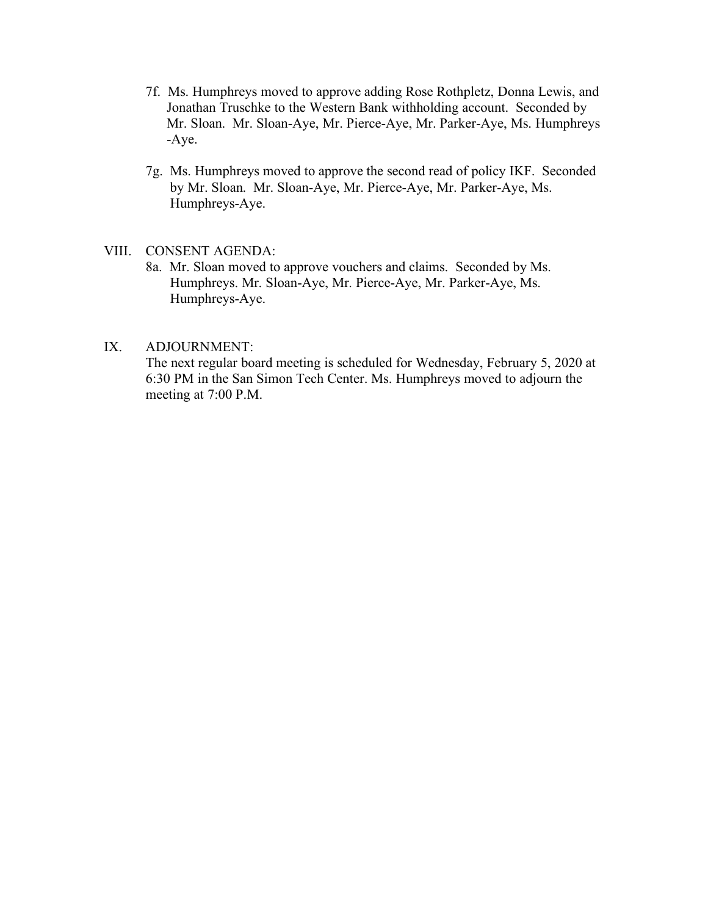7f. Ms. Humphreys moved to approve adding Rose Rothpletz, Donna Lewis, and Jonathan Truschke to the Western Bank withholding account. Seconded by Mr. Sloan. Mr. Sloan-Aye, Mr. Pierce-Aye, Mr. Parker-Aye, Ms. Humphreys -Aye.

7g. Ms. Humphreys moved to approve the second read of policy IKF. Seconded by Mr. Sloan. Mr. Sloan-Aye, Mr. Pierce-Aye, Mr. Parker-Aye, Ms. Humphreys-Aye.

VIII. CONSENT AGENDA:

8a. Mr. Sloan moved to approve vouchers and claims. Seconded by Ms. Humphreys. Mr. Sloan-Aye, Mr. Pierce-Aye, Mr. Parker-Aye, Ms. Humphreys-Aye.

IX. ADJOURNMENT:

The next regular board meeting is scheduled for Wednesday, February 5, 2020 at 6:30 PM in the San Simon Tech Center. Ms. Humphreys moved to adjourn the meeting at 7:00 P.M.